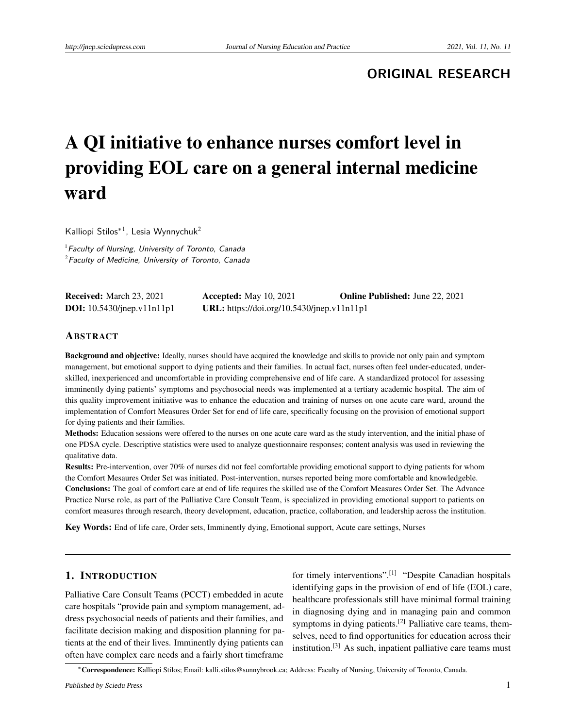**ORIGINAL RESEARCH**

# A QI initiative to enhance nurses comfort level in providing EOL care on a general internal medicine ward

Kalliopi Stilos*[1], Lesia Wynnychuk[2]

[1] *Faculty of Nursing, University of Toronto, Canada*
[2] *Faculty of Medicine, University of Toronto, Canada*

**Received:** March 23, 2021 **Accepted:** May 10, 2021 **Online Published:** June 22, 2021
**DOI:** 10.5430/jnep.v11n11p1 **URL:** https://doi.org/10.5430/jnep.v11n11p1

## ABSTRACT

**Background and objective:** Ideally, nurses should have acquired the knowledge and skills to provide not only pain and symptom management, but emotional support to dying patients and their families. In actual fact, nurses often feel under-educated, under-skilled, inexperienced and uncomfortable in providing comprehensive end of life care. A standardized protocol for assessing imminently dying patients' symptoms and psychosocial needs was implemented at a tertiary academic hospital. The aim of this quality improvement initiative was to enhance the education and training of nurses on one acute care ward, around the implementation of Comfort Measures Order Set for end of life care, specifically focusing on the provision of emotional support for dying patients and their families.

**Methods:** Education sessions were offered to the nurses on one acute care ward as the study intervention, and the initial phase of one PDSA cycle. Descriptive statistics were used to analyze questionnaire responses; content analysis was used in reviewing the qualitative data.

**Results:** Pre-intervention, over 70% of nurses did not feel comfortable providing emotional support to dying patients for whom the Comfort Mesaures Order Set was initiated. Post-intervention, nurses reported being more comfortable and knowledgeble.

**Conclusions:** The goal of comfort care at end of life requires the skilled use of the Comfort Measures Order Set. The Advance Practice Nurse role, as part of the Palliative Care Consult Team, is specialized in providing emotional support to patients on comfort measures through research, theory development, education, practice, collaboration, and leadership across the institution.

**Key Words:** End of life care, Order sets, Imminently dying, Emotional support, Acute care settings, Nurses

## 1. INTRODUCTION

Palliative Care Consult Teams (PCCT) embedded in acute care hospitals "provide pain and symptom management, address psychosocial needs of patients and their families, and facilitate decision making and disposition planning for patients at the end of their lives. Imminently dying patients can often have complex care needs and a fairly short timeframe for timely interventions".[1] "Despite Canadian hospitals identifying gaps in the provision of end of life (EOL) care, healthcare professionals still have minimal formal training in diagnosing dying and in managing pain and common symptoms in dying patients.[2] Palliative care teams, themselves, need to find opportunities for education across their institution.[3] As such, inpatient palliative care teams must

*Correspondence: Kalliopi Stilos; Email: kalli.stilos@sunnybrook.ca; Address: Faculty of Nursing, University of Toronto, Canada.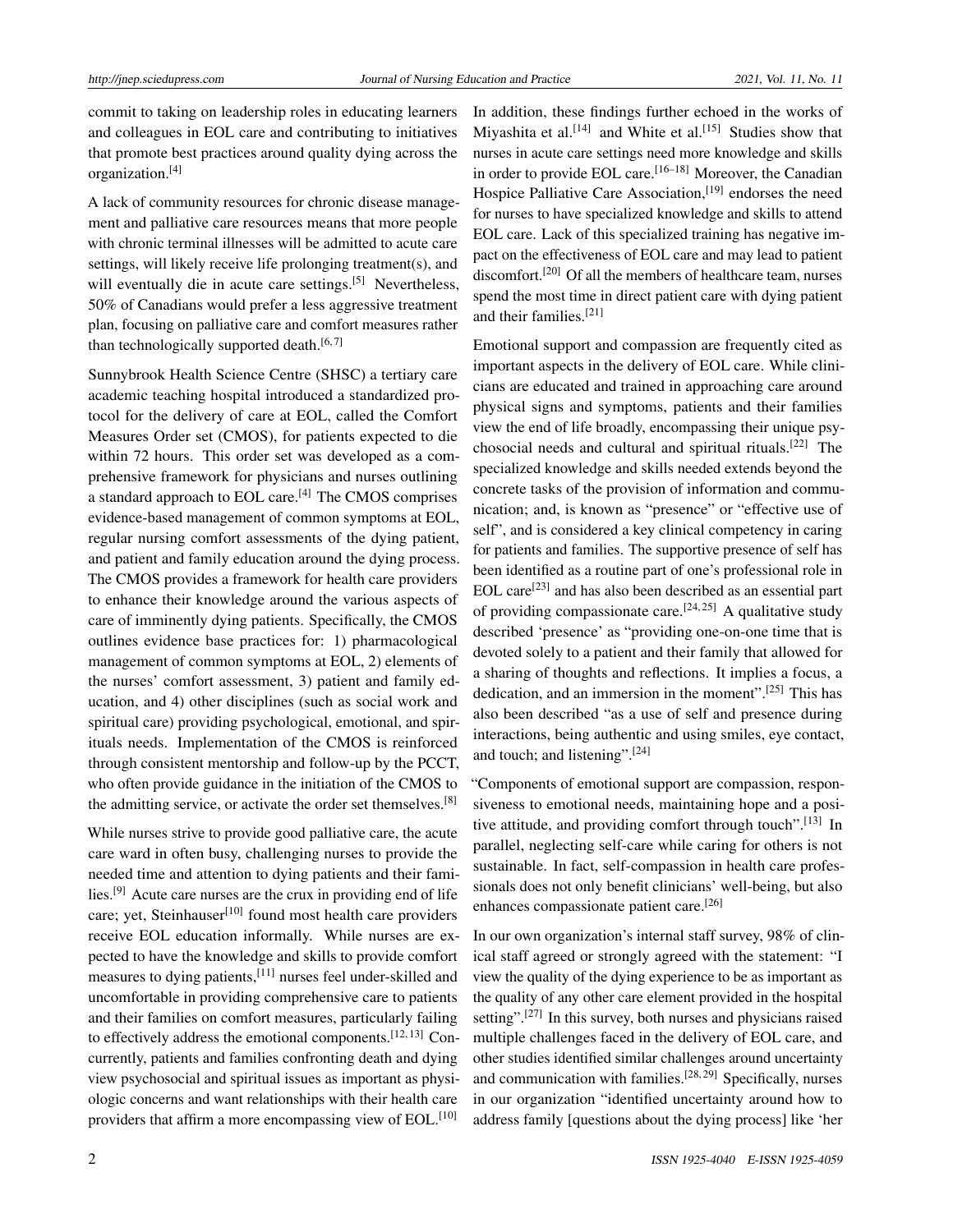commit to taking on leadership roles in educating learners and colleagues in EOL care and contributing to initiatives that promote best practices around quality dying across the organization.[4]

A lack of community resources for chronic disease management and palliative care resources means that more people with chronic terminal illnesses will be admitted to acute care settings, will likely receive life prolonging treatment(s), and will eventually die in acute care settings.[5] Nevertheless, 50% of Canadians would prefer a less aggressive treatment plan, focusing on palliative care and comfort measures rather than technologically supported death.[6, 7]

Sunnybrook Health Science Centre (SHSC) a tertiary care academic teaching hospital introduced a standardized protocol for the delivery of care at EOL, called the Comfort Measures Order set (CMOS), for patients expected to die within 72 hours. This order set was developed as a comprehensive framework for physicians and nurses outlining a standard approach to EOL care.[4] The CMOS comprises evidence-based management of common symptoms at EOL, regular nursing comfort assessments of the dying patient, and patient and family education around the dying process. The CMOS provides a framework for health care providers to enhance their knowledge around the various aspects of care of imminently dying patients. Specifically, the CMOS outlines evidence base practices for: 1) pharmacological management of common symptoms at EOL, 2) elements of the nurses' comfort assessment, 3) patient and family education, and 4) other disciplines (such as social work and spiritual care) providing psychological, emotional, and spirituals needs. Implementation of the CMOS is reinforced through consistent mentorship and follow-up by the PCCT, who often provide guidance in the initiation of the CMOS to the admitting service, or activate the order set themselves.[8]

While nurses strive to provide good palliative care, the acute care ward in often busy, challenging nurses to provide the needed time and attention to dying patients and their families.[9] Acute care nurses are the crux in providing end of life care; yet, Steinhauser[10] found most health care providers receive EOL education informally. While nurses are expected to have the knowledge and skills to provide comfort measures to dying patients,[11] nurses feel under-skilled and uncomfortable in providing comprehensive care to patients and their families on comfort measures, particularly failing to effectively address the emotional components.[12, 13] Concurrently, patients and families confronting death and dying view psychosocial and spiritual issues as important as physiologic concerns and want relationships with their health care providers that affirm a more encompassing view of EOL.[10]

In addition, these findings further echoed in the works of Miyashita et al.[14] and White et al.[15] Studies show that nurses in acute care settings need more knowledge and skills in order to provide EOL care.[16–18] Moreover, the Canadian Hospice Palliative Care Association,[19] endorses the need for nurses to have specialized knowledge and skills to attend EOL care. Lack of this specialized training has negative impact on the effectiveness of EOL care and may lead to patient discomfort.[20] Of all the members of healthcare team, nurses spend the most time in direct patient care with dying patient and their families.[21]

Emotional support and compassion are frequently cited as important aspects in the delivery of EOL care. While clinicians are educated and trained in approaching care around physical signs and symptoms, patients and their families view the end of life broadly, encompassing their unique psychosocial needs and cultural and spiritual rituals.[22] The specialized knowledge and skills needed extends beyond the concrete tasks of the provision of information and communication; and, is known as "presence" or "effective use of self", and is considered a key clinical competency in caring for patients and families. The supportive presence of self has been identified as a routine part of one's professional role in EOL care[23] and has also been described as an essential part of providing compassionate care.[24, 25] A qualitative study described 'presence' as "providing one-on-one time that is devoted solely to a patient and their family that allowed for a sharing of thoughts and reflections. It implies a focus, a dedication, and an immersion in the moment".[25] This has also been described "as a use of self and presence during interactions, being authentic and using smiles, eye contact, and touch; and listening".[24]

"Components of emotional support are compassion, responsiveness to emotional needs, maintaining hope and a positive attitude, and providing comfort through touch".[13] In parallel, neglecting self-care while caring for others is not sustainable. In fact, self-compassion in health care professionals does not only benefit clinicians' well-being, but also enhances compassionate patient care.[26]

In our own organization's internal staff survey, 98% of clinical staff agreed or strongly agreed with the statement: "I view the quality of the dying experience to be as important as the quality of any other care element provided in the hospital setting".[27] In this survey, both nurses and physicians raised multiple challenges faced in the delivery of EOL care, and other studies identified similar challenges around uncertainty and communication with families.[28, 29] Specifically, nurses in our organization "identified uncertainty around how to address family [questions about the dying process] like 'her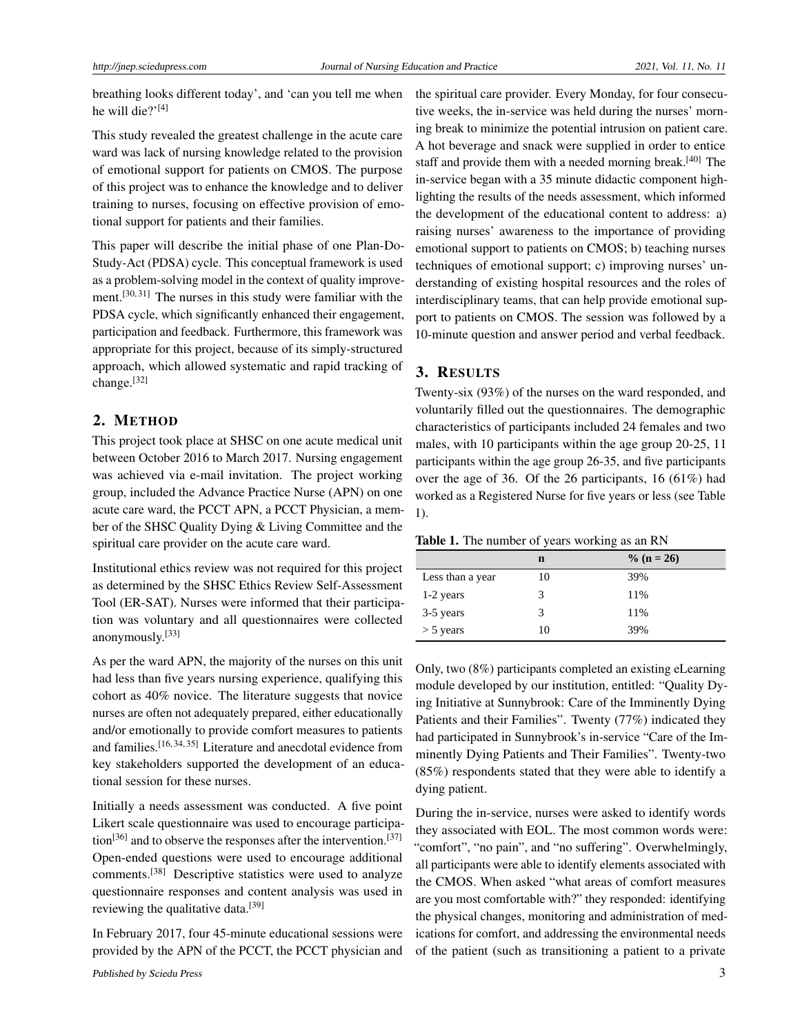breathing looks different today', and 'can you tell me when he will die?'[4]

This study revealed the greatest challenge in the acute care ward was lack of nursing knowledge related to the provision of emotional support for patients on CMOS. The purpose of this project was to enhance the knowledge and to deliver training to nurses, focusing on effective provision of emotional support for patients and their families.

This paper will describe the initial phase of one Plan-Do-Study-Act (PDSA) cycle. This conceptual framework is used as a problem-solving model in the context of quality improvement.[30, 31] The nurses in this study were familiar with the PDSA cycle, which significantly enhanced their engagement, participation and feedback. Furthermore, this framework was appropriate for this project, because of its simply-structured approach, which allowed systematic and rapid tracking of change.[32]

## 2. METHOD

This project took place at SHSC on one acute medical unit between October 2016 to March 2017. Nursing engagement was achieved via e-mail invitation. The project working group, included the Advance Practice Nurse (APN) on one acute care ward, the PCCT APN, a PCCT Physician, a member of the SHSC Quality Dying & Living Committee and the spiritual care provider on the acute care ward.

Institutional ethics review was not required for this project as determined by the SHSC Ethics Review Self-Assessment Tool (ER-SAT). Nurses were informed that their participation was voluntary and all questionnaires were collected anonymously.[33]

As per the ward APN, the majority of the nurses on this unit had less than five years nursing experience, qualifying this cohort as 40% novice. The literature suggests that novice nurses are often not adequately prepared, either educationally and/or emotionally to provide comfort measures to patients and families.[16, 34, 35] Literature and anecdotal evidence from key stakeholders supported the development of an educational session for these nurses.

Initially a needs assessment was conducted. A five point Likert scale questionnaire was used to encourage participation[36] and to observe the responses after the intervention.[37] Open-ended questions were used to encourage additional comments.[38] Descriptive statistics were used to analyze questionnaire responses and content analysis was used in reviewing the qualitative data.[39]

In February 2017, four 45-minute educational sessions were provided by the APN of the PCCT, the PCCT physician and the spiritual care provider. Every Monday, for four consecutive weeks, the in-service was held during the nurses' morning break to minimize the potential intrusion on patient care. A hot beverage and snack were supplied in order to entice staff and provide them with a needed morning break.[40] The in-service began with a 35 minute didactic component highlighting the results of the needs assessment, which informed the development of the educational content to address: a) raising nurses' awareness to the importance of providing emotional support to patients on CMOS; b) teaching nurses techniques of emotional support; c) improving nurses' understanding of existing hospital resources and the roles of interdisciplinary teams, that can help provide emotional support to patients on CMOS. The session was followed by a 10-minute question and answer period and verbal feedback.

## 3. RESULTS

Twenty-six (93%) of the nurses on the ward responded, and voluntarily filled out the questionnaires. The demographic characteristics of participants included 24 females and two males, with 10 participants within the age group 20-25, 11 participants within the age group 26-35, and five participants over the age of 36. Of the 26 participants, 16 (61%) had worked as a Registered Nurse for five years or less (see Table 1).

**Table 1.** The number of years working as an RN

| | n | % (n = 26) |
|---|---|---|
| Less than a year | 10 | 39% |
| 1-2 years | 3 | 11% |
| 3-5 years | 3 | 11% |
| > 5 years | 10 | 39% |

Only, two (8%) participants completed an existing eLearning module developed by our institution, entitled: "Quality Dying Initiative at Sunnybrook: Care of the Imminently Dying Patients and their Families". Twenty (77%) indicated they had participated in Sunnybrook's in-service "Care of the Imminently Dying Patients and Their Families". Twenty-two (85%) respondents stated that they were able to identify a dying patient.

During the in-service, nurses were asked to identify words they associated with EOL. The most common words were: "comfort", "no pain", and "no suffering". Overwhelmingly, all participants were able to identify elements associated with the CMOS. When asked "what areas of comfort measures are you most comfortable with?" they responded: identifying the physical changes, monitoring and administration of medications for comfort, and addressing the environmental needs of the patient (such as transitioning a patient to a private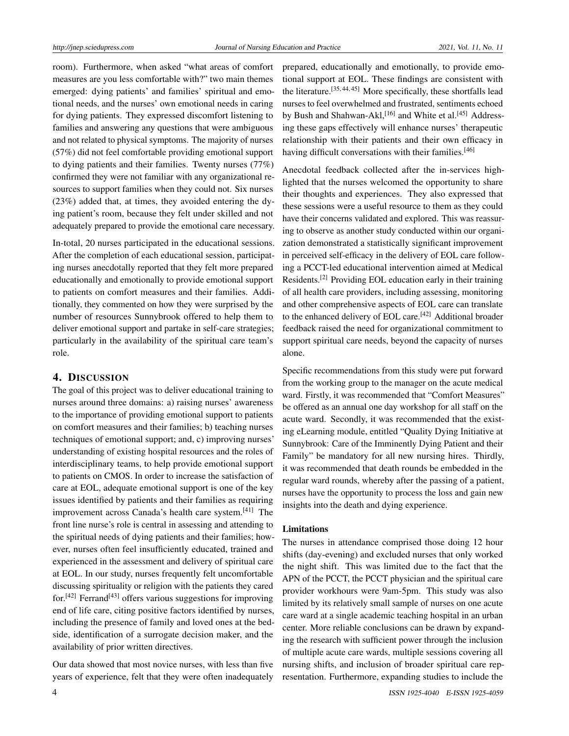room). Furthermore, when asked "what areas of comfort measures are you less comfortable with?" two main themes emerged: dying patients' and families' spiritual and emotional needs, and the nurses' own emotional needs in caring for dying patients. They expressed discomfort listening to families and answering any questions that were ambiguous and not related to physical symptoms. The majority of nurses (57%) did not feel comfortable providing emotional support to dying patients and their families. Twenty nurses (77%) confirmed they were not familiar with any organizational resources to support families when they could not. Six nurses (23%) added that, at times, they avoided entering the dying patient's room, because they felt under skilled and not adequately prepared to provide the emotional care necessary.

In-total, 20 nurses participated in the educational sessions. After the completion of each educational session, participating nurses anecdotally reported that they felt more prepared educationally and emotionally to provide emotional support to patients on comfort measures and their families. Additionally, they commented on how they were surprised by the number of resources Sunnybrook offered to help them to deliver emotional support and partake in self-care strategies; particularly in the availability of the spiritual care team's role.

## 4. Discussion

The goal of this project was to deliver educational training to nurses around three domains: a) raising nurses' awareness to the importance of providing emotional support to patients on comfort measures and their families; b) teaching nurses techniques of emotional support; and, c) improving nurses' understanding of existing hospital resources and the roles of interdisciplinary teams, to help provide emotional support to patients on CMOS. In order to increase the satisfaction of care at EOL, adequate emotional support is one of the key issues identified by patients and their families as requiring improvement across Canada's health care system.[41] The front line nurse's role is central in assessing and attending to the spiritual needs of dying patients and their families; however, nurses often feel insufficiently educated, trained and experienced in the assessment and delivery of spiritual care at EOL. In our study, nurses frequently felt uncomfortable discussing spirituality or religion with the patients they cared for.[42] Ferrand[43] offers various suggestions for improving end of life care, citing positive factors identified by nurses, including the presence of family and loved ones at the bedside, identification of a surrogate decision maker, and the availability of prior written directives.

Our data showed that most novice nurses, with less than five years of experience, felt that they were often inadequately prepared, educationally and emotionally, to provide emotional support at EOL. These findings are consistent with the literature.[35,44,45] More specifically, these shortfalls lead nurses to feel overwhelmed and frustrated, sentiments echoed by Bush and Shahwan-Akl,[16] and White et al.[45] Addressing these gaps effectively will enhance nurses' therapeutic relationship with their patients and their own efficacy in having difficult conversations with their families.[46]

Anecdotal feedback collected after the in-services highlighted that the nurses welcomed the opportunity to share their thoughts and experiences. They also expressed that these sessions were a useful resource to them as they could have their concerns validated and explored. This was reassuring to observe as another study conducted within our organization demonstrated a statistically significant improvement in perceived self-efficacy in the delivery of EOL care following a PCCT-led educational intervention aimed at Medical Residents.[2] Providing EOL education early in their training of all health care providers, including assessing, monitoring and other comprehensive aspects of EOL care can translate to the enhanced delivery of EOL care.[42] Additional broader feedback raised the need for organizational commitment to support spiritual care needs, beyond the capacity of nurses alone.

Specific recommendations from this study were put forward from the working group to the manager on the acute medical ward. Firstly, it was recommended that "Comfort Measures" be offered as an annual one day workshop for all staff on the acute ward. Secondly, it was recommended that the existing eLearning module, entitled "Quality Dying Initiative at Sunnybrook: Care of the Imminently Dying Patient and their Family" be mandatory for all new nursing hires. Thirdly, it was recommended that death rounds be embedded in the regular ward rounds, whereby after the passing of a patient, nurses have the opportunity to process the loss and gain new insights into the death and dying experience.

### Limitations

The nurses in attendance comprised those doing 12 hour shifts (day-evening) and excluded nurses that only worked the night shift. This was limited due to the fact that the APN of the PCCT, the PCCT physician and the spiritual care provider workhours were 9am-5pm. This study was also limited by its relatively small sample of nurses on one acute care ward at a single academic teaching hospital in an urban center. More reliable conclusions can be drawn by expanding the research with sufficient power through the inclusion of multiple acute care wards, multiple sessions covering all nursing shifts, and inclusion of broader spiritual care representation. Furthermore, expanding studies to include the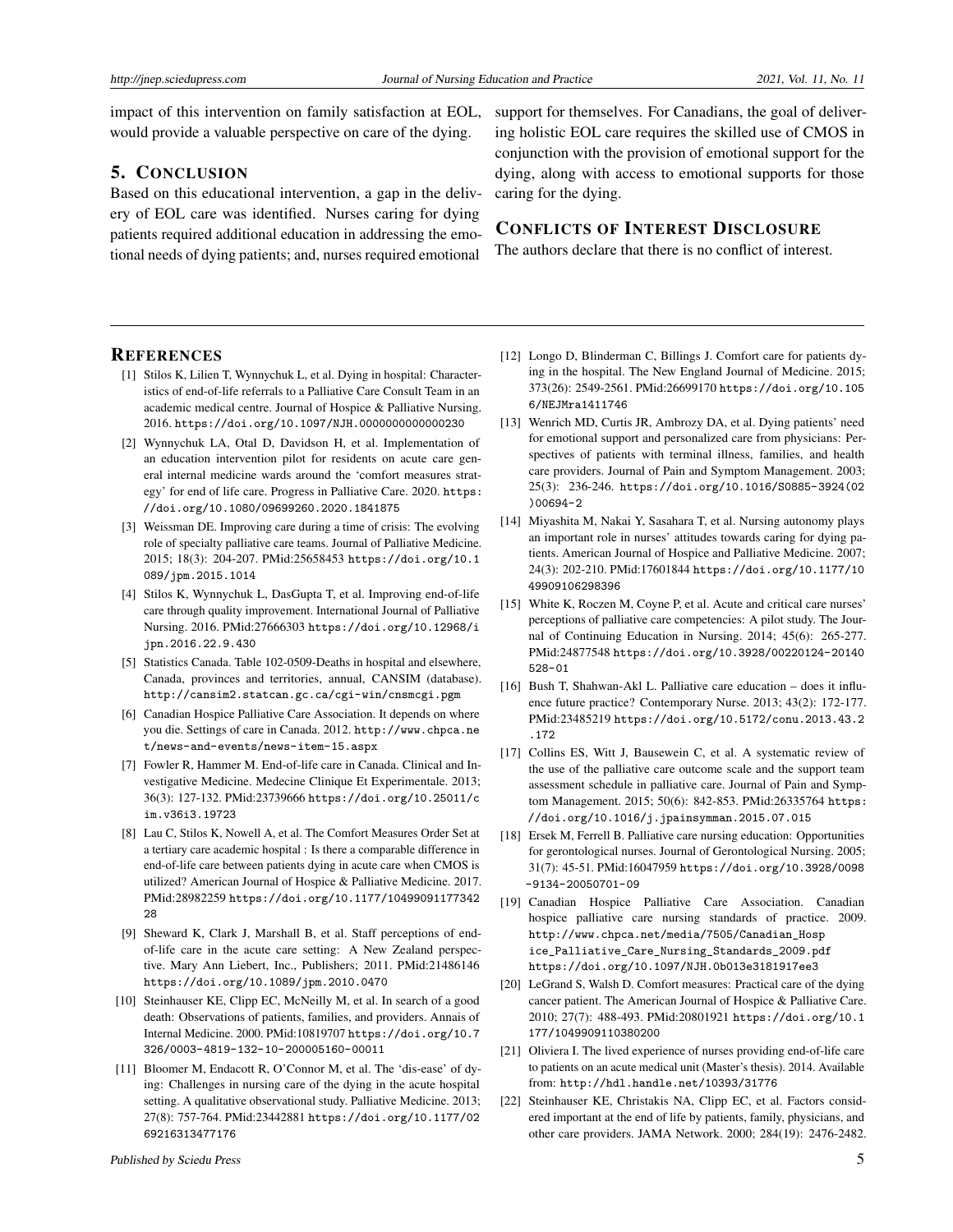impact of this intervention on family satisfaction at EOL, would provide a valuable perspective on care of the dying.

## 5. CONCLUSION

Based on this educational intervention, a gap in the delivery of EOL care was identified. Nurses caring for dying patients required additional education in addressing the emotional needs of dying patients; and, nurses required emotional support for themselves. For Canadians, the goal of delivering holistic EOL care requires the skilled use of CMOS in conjunction with the provision of emotional support for the dying, along with access to emotional supports for those caring for the dying.

## CONFLICTS OF INTEREST DISCLOSURE

The authors declare that there is no conflict of interest.

## REFERENCES

[1] Stilos K, Lilien T, Wynnychuk L, et al. Dying in hospital: Characteristics of end-of-life referrals to a Palliative Care Consult Team in an academic medical centre. Journal of Hospice & Palliative Nursing. 2016. https://doi.org/10.1097/NJH.0000000000000230

[2] Wynnychuk LA, Otal D, Davidson H, et al. Implementation of an education intervention pilot for residents on acute care general internal medicine wards around the 'comfort measures strategy' for end of life care. Progress in Palliative Care. 2020. https://doi.org/10.1080/09699260.2020.1841875

[3] Weissman DE. Improving care during a time of crisis: The evolving role of specialty palliative care teams. Journal of Palliative Medicine. 2015; 18(3): 204-207. PMid:25658453 https://doi.org/10.1089/jpm.2015.1014

[4] Stilos K, Wynnychuk L, DasGupta T, et al. Improving end-of-life care through quality improvement. International Journal of Palliative Nursing. 2016. PMid:27666303 https://doi.org/10.12968/ijpn.2016.22.9.430

[5] Statistics Canada. Table 102-0509-Deaths in hospital and elsewhere, Canada, provinces and territories, annual, CANSIM (database). http://cansim2.statcan.gc.ca/cgi-win/cnsmcgi.pgm

[6] Canadian Hospice Palliative Care Association. It depends on where you die. Settings of care in Canada. 2012. http://www.chpca.net/news-and-events/news-item-15.aspx

[7] Fowler R, Hammer M. End-of-life care in Canada. Clinical and Investigative Medicine. Medecine Clinique Et Experimentale. 2013; 36(3): 127-132. PMid:23739666 https://doi.org/10.25011/cim.v36i3.19723

[8] Lau C, Stilos K, Nowell A, et al. The Comfort Measures Order Set at a tertiary care academic hospital : Is there a comparable difference in end-of-life care between patients dying in acute care when CMOS is utilized? American Journal of Hospice & Palliative Medicine. 2017. PMid:28982259 https://doi.org/10.1177/1049909117734228

[9] Sheward K, Clark J, Marshall B, et al. Staff perceptions of end-of-life care in the acute care setting: A New Zealand perspective. Mary Ann Liebert, Inc., Publishers; 2011. PMid:21486146 https://doi.org/10.1089/jpm.2010.0470

[10] Steinhauser KE, Clipp EC, McNeilly M, et al. In search of a good death: Observations of patients, families, and providers. Annais of Internal Medicine. 2000. PMid:10819707 https://doi.org/10.7326/0003-4819-132-10-200005160-00011

[11] Bloomer M, Endacott R, O'Connor M, et al. The 'dis-ease' of dying: Challenges in nursing care of the dying in the acute hospital setting. A qualitative observational study. Palliative Medicine. 2013; 27(8): 757-764. PMid:23442881 https://doi.org/10.1177/0269216313477176

[12] Longo D, Blinderman C, Billings J. Comfort care for patients dying in the hospital. The New England Journal of Medicine. 2015; 373(26): 2549-2561. PMid:26699170 https://doi.org/10.1056/NEJMra1411746

[13] Wenrich MD, Curtis JR, Ambrozy DA, et al. Dying patients' need for emotional support and personalized care from physicians: Perspectives of patients with terminal illness, families, and health care providers. Journal of Pain and Symptom Management. 2003; 25(3): 236-246. https://doi.org/10.1016/S0885-3924(02)00694-2

[14] Miyashita M, Nakai Y, Sasahara T, et al. Nursing autonomy plays an important role in nurses' attitudes towards caring for dying patients. American Journal of Hospice and Palliative Medicine. 2007; 24(3): 202-210. PMid:17601844 https://doi.org/10.1177/1049909106298396

[15] White K, Roczen M, Coyne P, et al. Acute and critical care nurses' perceptions of palliative care competencies: A pilot study. The Journal of Continuing Education in Nursing. 2014; 45(6): 265-277. PMid:24877548 https://doi.org/10.3928/00220124-20140528-01

[16] Bush T, Shahwan-Akl L. Palliative care education – does it influence future practice? Contemporary Nurse. 2013; 43(2): 172-177. PMid:23485219 https://doi.org/10.5172/conu.2013.43.2.172

[17] Collins ES, Witt J, Bausewein C, et al. A systematic review of the use of the palliative care outcome scale and the support team assessment schedule in palliative care. Journal of Pain and Symptom Management. 2015; 50(6): 842-853. PMid:26335764 https://doi.org/10.1016/j.jpainsymman.2015.07.015

[18] Ersek M, Ferrell B. Palliative care nursing education: Opportunities for gerontological nurses. Journal of Gerontological Nursing. 2005; 31(7): 45-51. PMid:16047959 https://doi.org/10.3928/0098-9134-20050701-09

[19] Canadian Hospice Palliative Care Association. Canadian hospice palliative care nursing standards of practice. 2009. http://www.chpca.net/media/7505/Canadian_Hospice_Palliative_Care_Nursing_Standards_2009.pdf https://doi.org/10.1097/NJH.0b013e3181917ee3

[20] LeGrand S, Walsh D. Comfort measures: Practical care of the dying cancer patient. The American Journal of Hospice & Palliative Care. 2010; 27(7): 488-493. PMid:20801921 https://doi.org/10.1177/1049909110380200

[21] Oliviera I. The lived experience of nurses providing end-of-life care to patients on an acute medical unit (Master's thesis). 2014. Available from: http://hdl.handle.net/10393/31776

[22] Steinhauser KE, Christakis NA, Clipp EC, et al. Factors considered important at the end of life by patients, family, physicians, and other care providers. JAMA Network. 2000; 284(19): 2476-2482.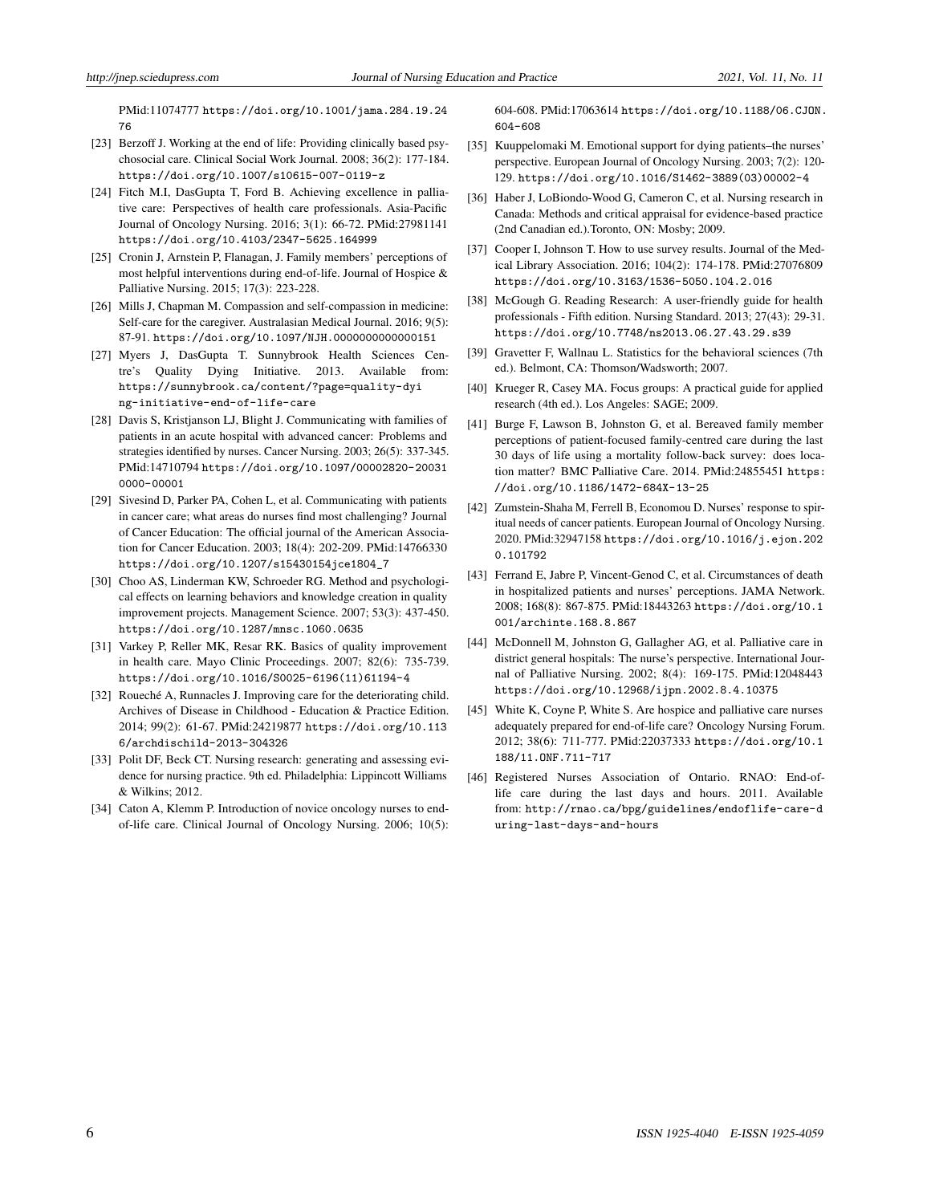PMid:11074777 https://doi.org/10.1001/jama.284.19.2476

[23] Berzoff J. Working at the end of life: Providing clinically based psychosocial care. Clinical Social Work Journal. 2008; 36(2): 177-184. https://doi.org/10.1007/s10615-007-0119-z

[24] Fitch M.I, DasGupta T, Ford B. Achieving excellence in palliative care: Perspectives of health care professionals. Asia-Pacific Journal of Oncology Nursing. 2016; 3(1): 66-72. PMid:27981141 https://doi.org/10.4103/2347-5625.164999

[25] Cronin J, Arnstein P, Flanagan, J. Family members' perceptions of most helpful interventions during end-of-life. Journal of Hospice & Palliative Nursing. 2015; 17(3): 223-228.

[26] Mills J, Chapman M. Compassion and self-compassion in medicine: Self-care for the caregiver. Australasian Medical Journal. 2016; 9(5): 87-91. https://doi.org/10.1097/NJH.0000000000000151

[27] Myers J, DasGupta T. Sunnybrook Health Sciences Centre's Quality Dying Initiative. 2013. Available from: https://sunnybrook.ca/content/?page=quality-dying-initiative-end-of-life-care

[28] Davis S, Kristjanson LJ, Blight J. Communicating with families of patients in an acute hospital with advanced cancer: Problems and strategies identified by nurses. Cancer Nursing. 2003; 26(5): 337-345. PMid:14710794 https://doi.org/10.1097/00002820-200310000-00001

[29] Sivesind D, Parker PA, Cohen L, et al. Communicating with patients in cancer care; what areas do nurses find most challenging? Journal of Cancer Education: The official journal of the American Association for Cancer Education. 2003; 18(4): 202-209. PMid:14766330 https://doi.org/10.1207/s15430154jce1804_7

[30] Choo AS, Linderman KW, Schroeder RG. Method and psychological effects on learning behaviors and knowledge creation in quality improvement projects. Management Science. 2007; 53(3): 437-450. https://doi.org/10.1287/mnsc.1060.0635

[31] Varkey P, Reller MK, Resar RK. Basics of quality improvement in health care. Mayo Clinic Proceedings. 2007; 82(6): 735-739. https://doi.org/10.1016/S0025-6196(11)61194-4

[32] Roueché A, Runnacles J. Improving care for the deteriorating child. Archives of Disease in Childhood - Education & Practice Edition. 2014; 99(2): 61-67. PMid:24219877 https://doi.org/10.1136/archdischild-2013-304326

[33] Polit DF, Beck CT. Nursing research: generating and assessing evidence for nursing practice. 9th ed. Philadelphia: Lippincott Williams & Wilkins; 2012.

[34] Caton A, Klemm P. Introduction of novice oncology nurses to end-of-life care. Clinical Journal of Oncology Nursing. 2006; 10(5): 604-608. PMid:17063614 https://doi.org/10.1188/06.CJON.604-608

[35] Kuuppelomaki M. Emotional support for dying patients–the nurses' perspective. European Journal of Oncology Nursing. 2003; 7(2): 120-129. https://doi.org/10.1016/S1462-3889(03)00002-4

[36] Haber J, LoBiondo-Wood G, Cameron C, et al. Nursing research in Canada: Methods and critical appraisal for evidence-based practice (2nd Canadian ed.).Toronto, ON: Mosby; 2009.

[37] Cooper I, Johnson T. How to use survey results. Journal of the Medical Library Association. 2016; 104(2): 174-178. PMid:27076809 https://doi.org/10.3163/1536-5050.104.2.016

[38] McGough G. Reading Research: A user-friendly guide for health professionals - Fifth edition. Nursing Standard. 2013; 27(43): 29-31. https://doi.org/10.7748/ns2013.06.27.43.29.s39

[39] Gravetter F, Wallnau L. Statistics for the behavioral sciences (7th ed.). Belmont, CA: Thomson/Wadsworth; 2007.

[40] Krueger R, Casey MA. Focus groups: A practical guide for applied research (4th ed.). Los Angeles: SAGE; 2009.

[41] Burge F, Lawson B, Johnston G, et al. Bereaved family member perceptions of patient-focused family-centred care during the last 30 days of life using a mortality follow-back survey: does location matter? BMC Palliative Care. 2014. PMid:24855451 https://doi.org/10.1186/1472-684X-13-25

[42] Zumstein-Shaha M, Ferrell B, Economou D. Nurses' response to spiritual needs of cancer patients. European Journal of Oncology Nursing. 2020. PMid:32947158 https://doi.org/10.1016/j.ejon.2020.101792

[43] Ferrand E, Jabre P, Vincent-Genod C, et al. Circumstances of death in hospitalized patients and nurses' perceptions. JAMA Network. 2008; 168(8): 867-875. PMid:18443263 https://doi.org/10.1001/archinte.168.8.867

[44] McDonnell M, Johnston G, Gallagher AG, et al. Palliative care in district general hospitals: The nurse's perspective. International Journal of Palliative Nursing. 2002; 8(4): 169-175. PMid:12048443 https://doi.org/10.12968/ijpn.2002.8.4.10375

[45] White K, Coyne P, White S. Are hospice and palliative care nurses adequately prepared for end-of-life care? Oncology Nursing Forum. 2012; 38(6): 711-777. PMid:22037333 https://doi.org/10.1188/11.ONF.711-717

[46] Registered Nurses Association of Ontario. RNAO: End-of-life care during the last days and hours. 2011. Available from: http://rnao.ca/bpg/guidelines/endoflife-care-during-last-days-and-hours